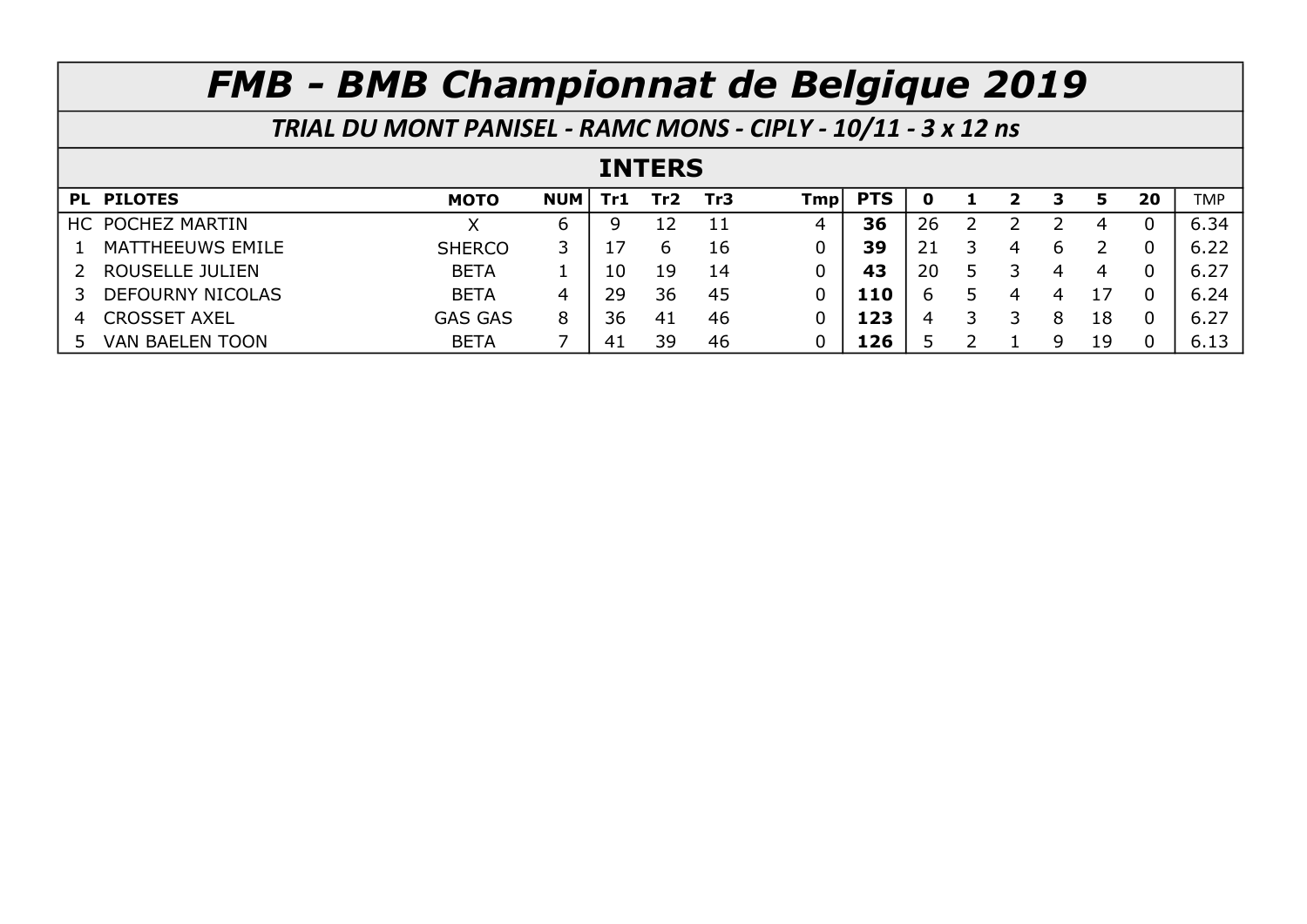# *FMB - BMB Championnat de Belgique 2019*

## *TRIAL DU MONT PANISEL - RAMC MONS - CIPLY - 10/11 - 3 x 12 ns*

### INTERS

| PL | PILOTES | MOTO | NUM | Tr1 | Tr2 | Tr3 | Tmp | PTS | 0 | 1 | 2 | 3 | 5 | 20 | TMP |
|---|---|---|---|---|---|---|---|---|---|---|---|---|---|---|---|
| HC | POCHEZ MARTIN | X | 6 | 9 | 12 | 11 | 4 | **36** | 26 | 2 | 2 | 2 | 4 | 0 | 6.34 |
| 1 | MATTHEEUWS EMILE | SHERCO | 3 | 17 | 6 | 16 | 0 | **39** | 21 | 3 | 4 | 6 | 2 | 0 | 6.22 |
| 2 | ROUSELLE JULIEN | BETA | 1 | 10 | 19 | 14 | 0 | **43** | 20 | 5 | 3 | 4 | 4 | 0 | 6.27 |
| 3 | DEFOURNY NICOLAS | BETA | 4 | 29 | 36 | 45 | 0 | **110** | 6 | 5 | 4 | 4 | 17 | 0 | 6.24 |
| 4 | CROSSET AXEL | GAS GAS | 8 | 36 | 41 | 46 | 0 | **123** | 4 | 3 | 3 | 8 | 18 | 0 | 6.27 |
| 5 | VAN BAELEN TOON | BETA | 7 | 41 | 39 | 46 | 0 | **126** | 5 | 2 | 1 | 9 | 19 | 0 | 6.13 |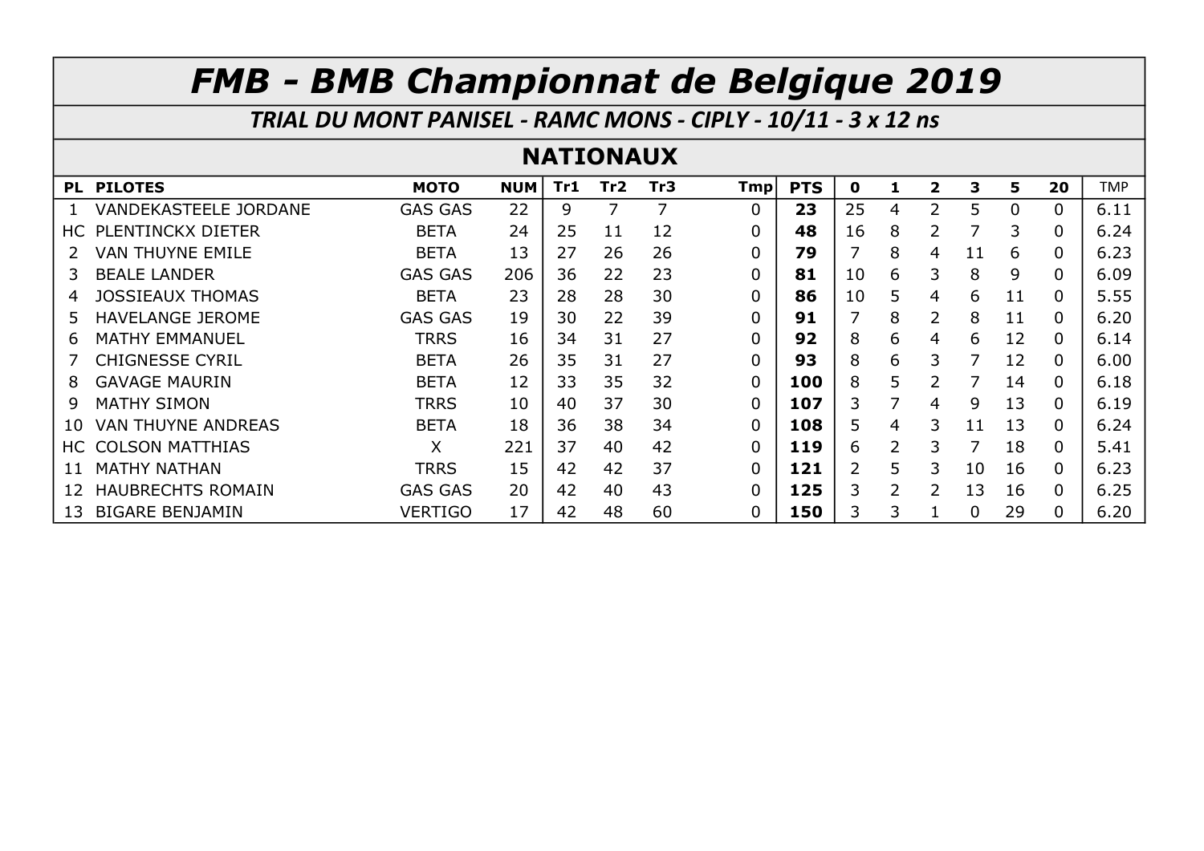# FMB - BMB Championnat de Belgique 2019

## TRIAL DU MONT PANISEL - RAMC MONS - CIPLY - 10/11 - 3 x 12 ns

### NATIONAUX

| PL | PILOTES | MOTO | NUM | Tr1 | Tr2 | Tr3 | Tmp | PTS | 0 | 1 | 2 | 3 | 5 | 20 | TMP |
|---|---|---|---|---|---|---|---|---|---|---|---|---|---|---|---|
| 1 | VANDEKASTEELE JORDANE | GAS GAS | 22 | 9 | 7 | 7 | 0 | **23** | 25 | 4 | 2 | 5 | 0 | 0 | 6.11 |
| HC | PLENTINCKX DIETER | BETA | 24 | 25 | 11 | 12 | 0 | **48** | 16 | 8 | 2 | 7 | 3 | 0 | 6.24 |
| 2 | VAN THUYNE EMILE | BETA | 13 | 27 | 26 | 26 | 0 | **79** | 7 | 8 | 4 | 11 | 6 | 0 | 6.23 |
| 3 | BEALE LANDER | GAS GAS | 206 | 36 | 22 | 23 | 0 | **81** | 10 | 6 | 3 | 8 | 9 | 0 | 6.09 |
| 4 | JOSSIEAUX THOMAS | BETA | 23 | 28 | 28 | 30 | 0 | **86** | 10 | 5 | 4 | 6 | 11 | 0 | 5.55 |
| 5 | HAVELANGE JEROME | GAS GAS | 19 | 30 | 22 | 39 | 0 | **91** | 7 | 8 | 2 | 8 | 11 | 0 | 6.20 |
| 6 | MATHY EMMANUEL | TRRS | 16 | 34 | 31 | 27 | 0 | **92** | 8 | 6 | 4 | 6 | 12 | 0 | 6.14 |
| 7 | CHIGNESSE CYRIL | BETA | 26 | 35 | 31 | 27 | 0 | **93** | 8 | 6 | 3 | 7 | 12 | 0 | 6.00 |
| 8 | GAVAGE MAURIN | BETA | 12 | 33 | 35 | 32 | 0 | **100** | 8 | 5 | 2 | 7 | 14 | 0 | 6.18 |
| 9 | MATHY SIMON | TRRS | 10 | 40 | 37 | 30 | 0 | **107** | 3 | 7 | 4 | 9 | 13 | 0 | 6.19 |
| 10 | VAN THUYNE ANDREAS | BETA | 18 | 36 | 38 | 34 | 0 | **108** | 5 | 4 | 3 | 11 | 13 | 0 | 6.24 |
| HC | COLSON MATTHIAS | X | 221 | 37 | 40 | 42 | 0 | **119** | 6 | 2 | 3 | 7 | 18 | 0 | 5.41 |
| 11 | MATHY NATHAN | TRRS | 15 | 42 | 42 | 37 | 0 | **121** | 2 | 5 | 3 | 10 | 16 | 0 | 6.23 |
| 12 | HAUBRECHTS ROMAIN | GAS GAS | 20 | 42 | 40 | 43 | 0 | **125** | 3 | 2 | 2 | 13 | 16 | 0 | 6.25 |
| 13 | BIGARE BENJAMIN | VERTIGO | 17 | 42 | 48 | 60 | 0 | **150** | 3 | 3 | 1 | 0 | 29 | 0 | 6.20 |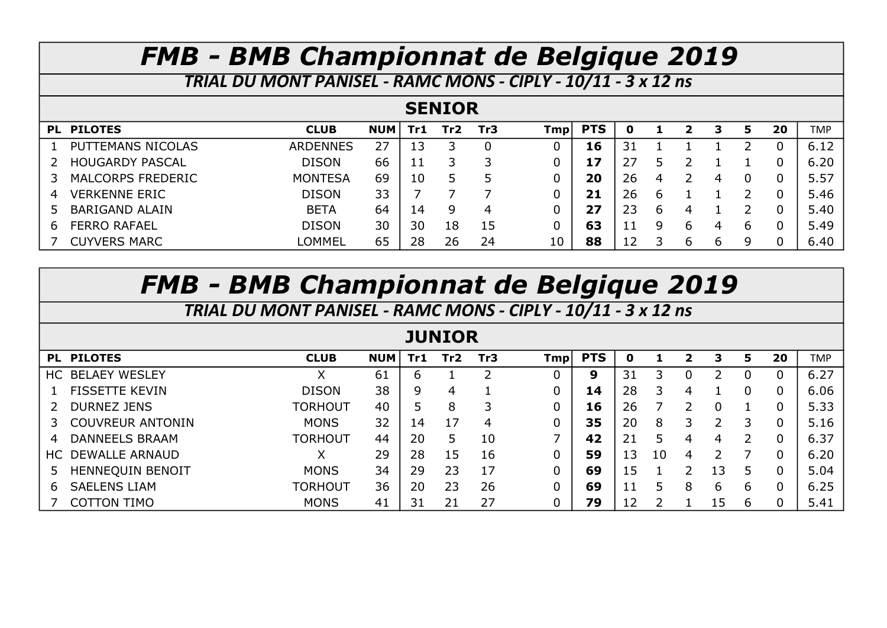# *FMB - BMB Championnat de Belgique 2019*

## *TRIAL DU MONT PANISEL - RAMC MONS - CIPLY - 10/11 - 3 x 12 ns*

### SENIOR

| PL | PILOTES | CLUB | NUM | Tr1 | Tr2 | Tr3 | Tmp | PTS | 0 | 1 | 2 | 3 | 5 | 20 | TMP |
|---|---|---|---|---|---|---|---|---|---|---|---|---|---|---|---|
| 1 | PUTTEMANS NICOLAS | ARDENNES | 27 | 13 | 3 | 0 | 0 | **16** | 31 | 1 | 1 | 1 | 2 | 0 | 6.12 |
| 2 | HOUGARDY PASCAL | DISON | 66 | 11 | 3 | 3 | 0 | **17** | 27 | 5 | 2 | 1 | 1 | 0 | 6.20 |
| 3 | MALCORPS FREDERIC | MONTESA | 69 | 10 | 5 | 5 | 0 | **20** | 26 | 4 | 2 | 4 | 0 | 0 | 5.57 |
| 4 | VERKENNE ERIC | DISON | 33 | 7 | 7 | 7 | 0 | **21** | 26 | 6 | 1 | 1 | 2 | 0 | 5.46 |
| 5 | BARIGAND ALAIN | BETA | 64 | 14 | 9 | 4 | 0 | **27** | 23 | 6 | 4 | 1 | 2 | 0 | 5.40 |
| 6 | FERRO RAFAEL | DISON | 30 | 30 | 18 | 15 | 0 | **63** | 11 | 9 | 6 | 4 | 6 | 0 | 5.49 |
| 7 | CUYVERS MARC | LOMMEL | 65 | 28 | 26 | 24 | 10 | **88** | 12 | 3 | 6 | 6 | 9 | 0 | 6.40 |

# *FMB - BMB Championnat de Belgique 2019*

## *TRIAL DU MONT PANISEL - RAMC MONS - CIPLY - 10/11 - 3 x 12 ns*

### JUNIOR

| PL | PILOTES | CLUB | NUM | Tr1 | Tr2 | Tr3 | Tmp | PTS | 0 | 1 | 2 | 3 | 5 | 20 | TMP |
|---|---|---|---|---|---|---|---|---|---|---|---|---|---|---|---|
| HC | BELAEY WESLEY | X | 61 | 6 | 1 | 2 | 0 | **9** | 31 | 3 | 0 | 2 | 0 | 0 | 6.27 |
| 1 | FISSETTE KEVIN | DISON | 38 | 9 | 4 | 1 | 0 | **14** | 28 | 3 | 4 | 1 | 0 | 0 | 6.06 |
| 2 | DURNEZ JENS | TORHOUT | 40 | 5 | 8 | 3 | 0 | **16** | 26 | 7 | 2 | 0 | 1 | 0 | 5.33 |
| 3 | COUVREUR ANTONIN | MONS | 32 | 14 | 17 | 4 | 0 | **35** | 20 | 8 | 3 | 2 | 3 | 0 | 5.16 |
| 4 | DANNEELS BRAAM | TORHOUT | 44 | 20 | 5 | 10 | 7 | **42** | 21 | 5 | 4 | 4 | 2 | 0 | 6.37 |
| HC | DEWALLE ARNAUD | X | 29 | 28 | 15 | 16 | 0 | **59** | 13 | 10 | 4 | 2 | 7 | 0 | 6.20 |
| 5 | HENNEQUIN BENOIT | MONS | 34 | 29 | 23 | 17 | 0 | **69** | 15 | 1 | 2 | 13 | 5 | 0 | 5.04 |
| 6 | SAELENS LIAM | TORHOUT | 36 | 20 | 23 | 26 | 0 | **69** | 11 | 5 | 8 | 6 | 6 | 0 | 6.25 |
| 7 | COTTON TIMO | MONS | 41 | 31 | 21 | 27 | 0 | **79** | 12 | 2 | 1 | 15 | 6 | 0 | 5.41 |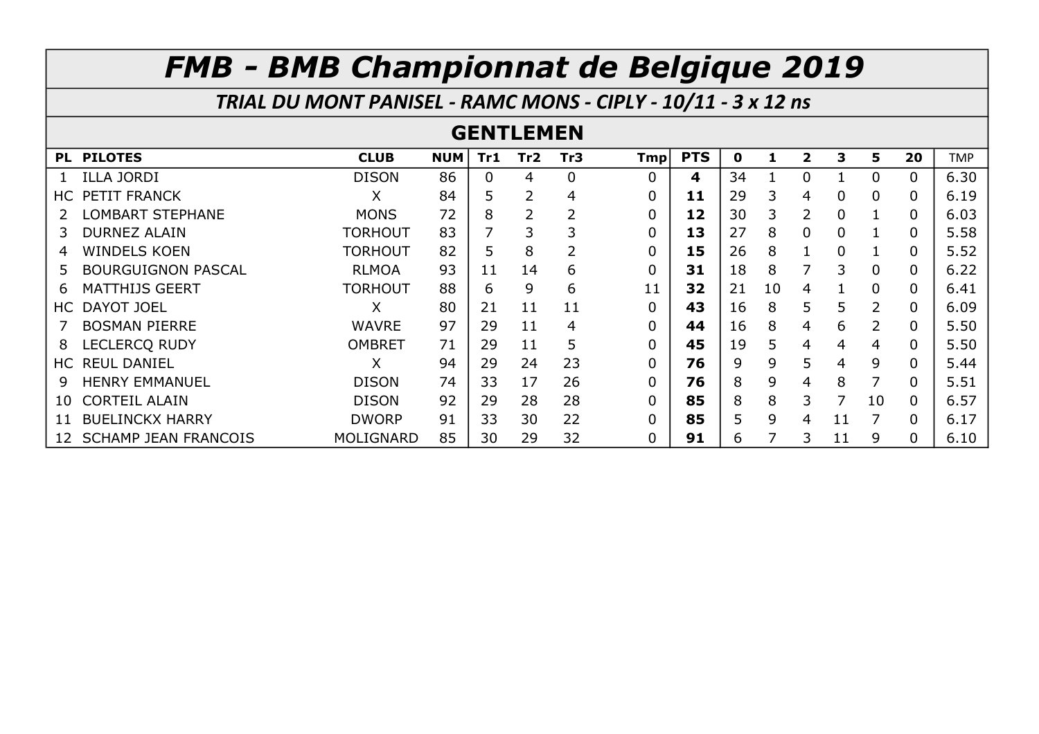# FMB - BMB Championnat de Belgique 2019

## TRIAL DU MONT PANISEL - RAMC MONS - CIPLY - 10/11 - 3 x 12 ns

### GENTLEMEN

| PL | PILOTES | CLUB | NUM | Tr1 | Tr2 | Tr3 | Tmp | PTS | 0 | 1 | 2 | 3 | 5 | 20 | TMP |
|---|---|---|---|---|---|---|---|---|---|---|---|---|---|---|---|
| 1 | ILLA JORDI | DISON | 86 | 0 | 4 | 0 | 0 | **4** | 34 | 1 | 0 | 1 | 0 | 0 | 6.30 |
| HC | PETIT FRANCK | X | 84 | 5 | 2 | 4 | 0 | **11** | 29 | 3 | 4 | 0 | 0 | 0 | 6.19 |
| 2 | LOMBART STEPHANE | MONS | 72 | 8 | 2 | 2 | 0 | **12** | 30 | 3 | 2 | 0 | 1 | 0 | 6.03 |
| 3 | DURNEZ ALAIN | TORHOUT | 83 | 7 | 3 | 3 | 0 | **13** | 27 | 8 | 0 | 0 | 1 | 0 | 5.58 |
| 4 | WINDELS KOEN | TORHOUT | 82 | 5 | 8 | 2 | 0 | **15** | 26 | 8 | 1 | 0 | 1 | 0 | 5.52 |
| 5 | BOURGUIGNON PASCAL | RLMOA | 93 | 11 | 14 | 6 | 0 | **31** | 18 | 8 | 7 | 3 | 0 | 0 | 6.22 |
| 6 | MATTHIJS GEERT | TORHOUT | 88 | 6 | 9 | 6 | 11 | **32** | 21 | 10 | 4 | 1 | 0 | 0 | 6.41 |
| HC | DAYOT JOEL | X | 80 | 21 | 11 | 11 | 0 | **43** | 16 | 8 | 5 | 5 | 2 | 0 | 6.09 |
| 7 | BOSMAN PIERRE | WAVRE | 97 | 29 | 11 | 4 | 0 | **44** | 16 | 8 | 4 | 6 | 2 | 0 | 5.50 |
| 8 | LECLERCQ RUDY | OMBRET | 71 | 29 | 11 | 5 | 0 | **45** | 19 | 5 | 4 | 4 | 4 | 0 | 5.50 |
| HC | REUL DANIEL | X | 94 | 29 | 24 | 23 | 0 | **76** | 9 | 9 | 5 | 4 | 9 | 0 | 5.44 |
| 9 | HENRY EMMANUEL | DISON | 74 | 33 | 17 | 26 | 0 | **76** | 8 | 9 | 4 | 8 | 7 | 0 | 5.51 |
| 10 | CORTEIL ALAIN | DISON | 92 | 29 | 28 | 28 | 0 | **85** | 8 | 8 | 3 | 7 | 10 | 0 | 6.57 |
| 11 | BUELINCKX HARRY | DWORP | 91 | 33 | 30 | 22 | 0 | **85** | 5 | 9 | 4 | 11 | 7 | 0 | 6.17 |
| 12 | SCHAMP JEAN FRANCOIS | MOLIGNARD | 85 | 30 | 29 | 32 | 0 | **91** | 6 | 7 | 3 | 11 | 9 | 0 | 6.10 |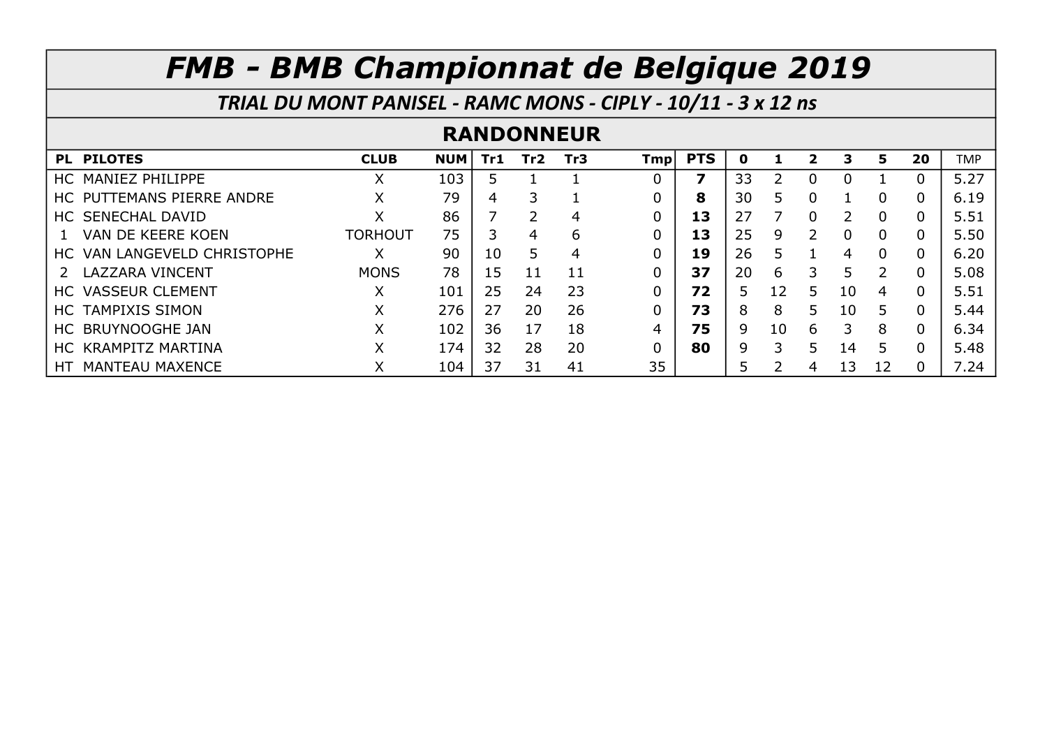# FMB - BMB Championnat de Belgique 2019

## TRIAL DU MONT PANISEL - RAMC MONS - CIPLY - 10/11 - 3 x 12 ns

### RANDONNEUR

| PL | PILOTES | CLUB | NUM | Tr1 | Tr2 | Tr3 | Tmp | PTS | 0 | 1 | 2 | 3 | 5 | 20 | TMP |
|---|---|---|---|---|---|---|---|---|---|---|---|---|---|---|---|
| HC | MANIEZ PHILIPPE | X | 103 | 5 | 1 | 1 | 0 | **7** | 33 | 2 | 0 | 0 | 1 | 0 | 5.27 |
| HC | PUTTEMANS PIERRE ANDRE | X | 79 | 4 | 3 | 1 | 0 | **8** | 30 | 5 | 0 | 1 | 0 | 0 | 6.19 |
| HC | SENECHAL DAVID | X | 86 | 7 | 2 | 4 | 0 | **13** | 27 | 7 | 0 | 2 | 0 | 0 | 5.51 |
| 1 | VAN DE KEERE KOEN | TORHOUT | 75 | 3 | 4 | 6 | 0 | **13** | 25 | 9 | 2 | 0 | 0 | 0 | 5.50 |
| HC | VAN LANGEVELD CHRISTOPHE | X | 90 | 10 | 5 | 4 | 0 | **19** | 26 | 5 | 1 | 4 | 0 | 0 | 6.20 |
| 2 | LAZZARA VINCENT | MONS | 78 | 15 | 11 | 11 | 0 | **37** | 20 | 6 | 3 | 5 | 2 | 0 | 5.08 |
| HC | VASSEUR CLEMENT | X | 101 | 25 | 24 | 23 | 0 | **72** | 5 | 12 | 5 | 10 | 4 | 0 | 5.51 |
| HC | TAMPIXIS SIMON | X | 276 | 27 | 20 | 26 | 0 | **73** | 8 | 8 | 5 | 10 | 5 | 0 | 5.44 |
| HC | BRUYNOOGHE JAN | X | 102 | 36 | 17 | 18 | 4 | **75** | 9 | 10 | 6 | 3 | 8 | 0 | 6.34 |
| HC | KRAMPITZ MARTINA | X | 174 | 32 | 28 | 20 | 0 | **80** | 9 | 3 | 5 | 14 | 5 | 0 | 5.48 |
| HT | MANTEAU MAXENCE | X | 104 | 37 | 31 | 41 | 35 | | 5 | 2 | 4 | 13 | 12 | 0 | 7.24 |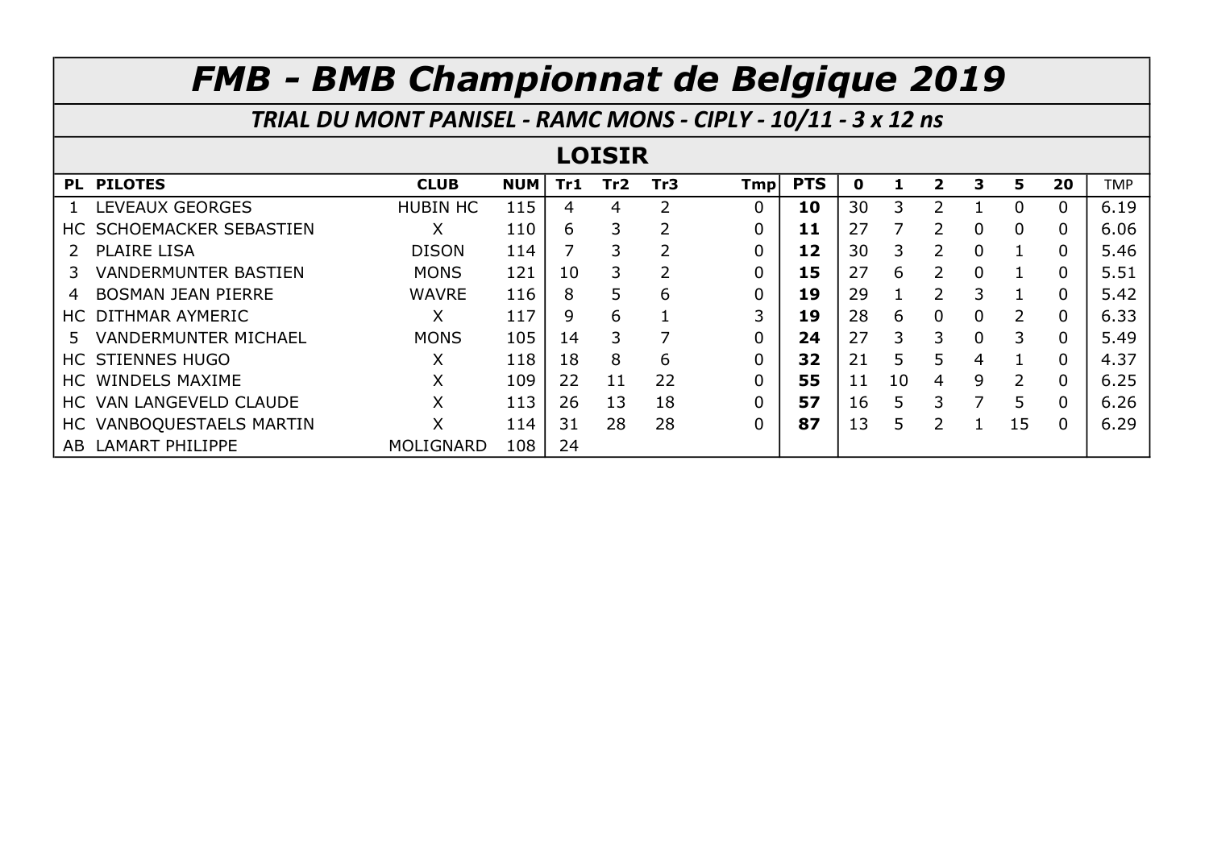# *FMB - BMB Championnat de Belgique 2019*

## *TRIAL DU MONT PANISEL - RAMC MONS - CIPLY - 10/11 - 3 x 12 ns*

### LOISIR

| PL | PILOTES | CLUB | NUM | Tr1 | Tr2 | Tr3 | Tmp | PTS | 0 | 1 | 2 | 3 | 5 | 20 | TMP |
|---|---|---|---|---|---|---|---|---|---|---|---|---|---|---|---|
| 1 | LEVEAUX GEORGES | HUBIN HC | 115 | 4 | 4 | 2 | 0 | **10** | 30 | 3 | 2 | 1 | 0 | 0 | 6.19 |
| HC | SCHOEMACKER SEBASTIEN | X | 110 | 6 | 3 | 2 | 0 | **11** | 27 | 7 | 2 | 0 | 0 | 0 | 6.06 |
| 2 | PLAIRE LISA | DISON | 114 | 7 | 3 | 2 | 0 | **12** | 30 | 3 | 2 | 0 | 1 | 0 | 5.46 |
| 3 | VANDERMUNTER BASTIEN | MONS | 121 | 10 | 3 | 2 | 0 | **15** | 27 | 6 | 2 | 0 | 1 | 0 | 5.51 |
| 4 | BOSMAN JEAN PIERRE | WAVRE | 116 | 8 | 5 | 6 | 0 | **19** | 29 | 1 | 2 | 3 | 1 | 0 | 5.42 |
| HC | DITHMAR AYMERIC | X | 117 | 9 | 6 | 1 | 3 | **19** | 28 | 6 | 0 | 0 | 2 | 0 | 6.33 |
| 5 | VANDERMUNTER MICHAEL | MONS | 105 | 14 | 3 | 7 | 0 | **24** | 27 | 3 | 3 | 0 | 3 | 0 | 5.49 |
| HC | STIENNES HUGO | X | 118 | 18 | 8 | 6 | 0 | **32** | 21 | 5 | 5 | 4 | 1 | 0 | 4.37 |
| HC | WINDELS MAXIME | X | 109 | 22 | 11 | 22 | 0 | **55** | 11 | 10 | 4 | 9 | 2 | 0 | 6.25 |
| HC | VAN LANGEVELD CLAUDE | X | 113 | 26 | 13 | 18 | 0 | **57** | 16 | 5 | 3 | 7 | 5 | 0 | 6.26 |
| HC | VANBOQUESTAELS MARTIN | X | 114 | 31 | 28 | 28 | 0 | **87** | 13 | 5 | 2 | 1 | 15 | 0 | 6.29 |
| AB | LAMART PHILIPPE | MOLIGNARD | 108 | 24 | | | | | | | | | | | |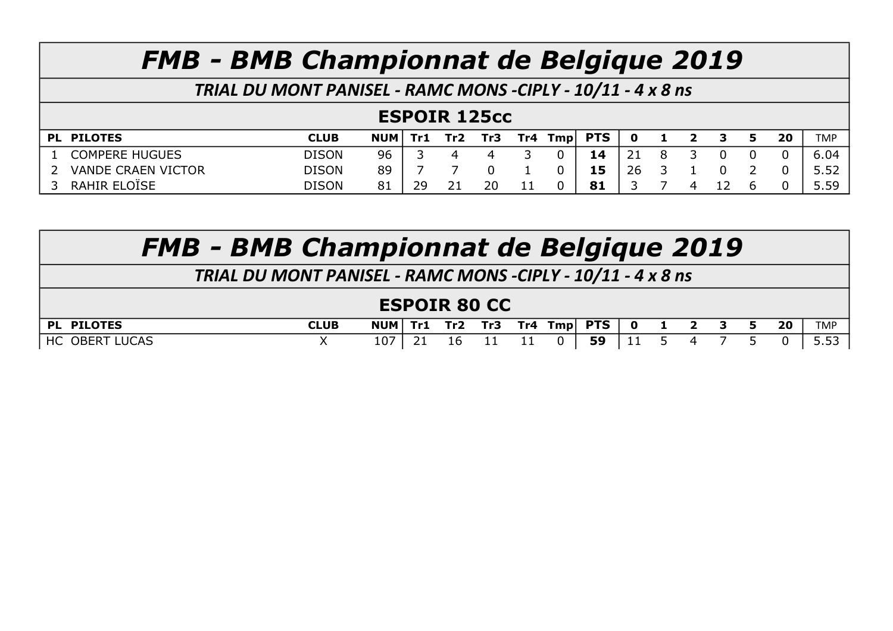# *FMB - BMB Championnat de Belgique 2019*

### *TRIAL DU MONT PANISEL - RAMC MONS -CIPLY - 10/11 - 4 x 8 ns*

## ESPOIR 125cc

| PL | PILOTES | CLUB | NUM | Tr1 | Tr2 | Tr3 | Tr4 | Tmp | PTS | 0 | 1 | 2 | 3 | 5 | 20 | TMP |
|---|---|---|---|---|---|---|---|---|---|---|---|---|---|---|---|---|
| 1 | COMPERE HUGUES | DISON | 96 | 3 | 4 | 4 | 3 | 0 | **14** | 21 | 8 | 3 | 0 | 0 | 0 | 6.04 |
| 2 | VANDE CRAEN VICTOR | DISON | 89 | 7 | 7 | 0 | 1 | 0 | **15** | 26 | 3 | 1 | 0 | 2 | 0 | 5.52 |
| 3 | RAHIR ELOÏSE | DISON | 81 | 29 | 21 | 20 | 11 | 0 | **81** | 3 | 7 | 4 | 12 | 6 | 0 | 5.59 |

# *FMB - BMB Championnat de Belgique 2019*

### *TRIAL DU MONT PANISEL - RAMC MONS -CIPLY - 10/11 - 4 x 8 ns*

## ESPOIR 80 CC

| PL | PILOTES | CLUB | NUM | Tr1 | Tr2 | Tr3 | Tr4 | Tmp | PTS | 0 | 1 | 2 | 3 | 5 | 20 | TMP |
|---|---|---|---|---|---|---|---|---|---|---|---|---|---|---|---|---|
| HC | OBERT LUCAS | X | 107 | 21 | 16 | 11 | 11 | 0 | **59** | 11 | 5 | 4 | 7 | 5 | 0 | 5.53 |